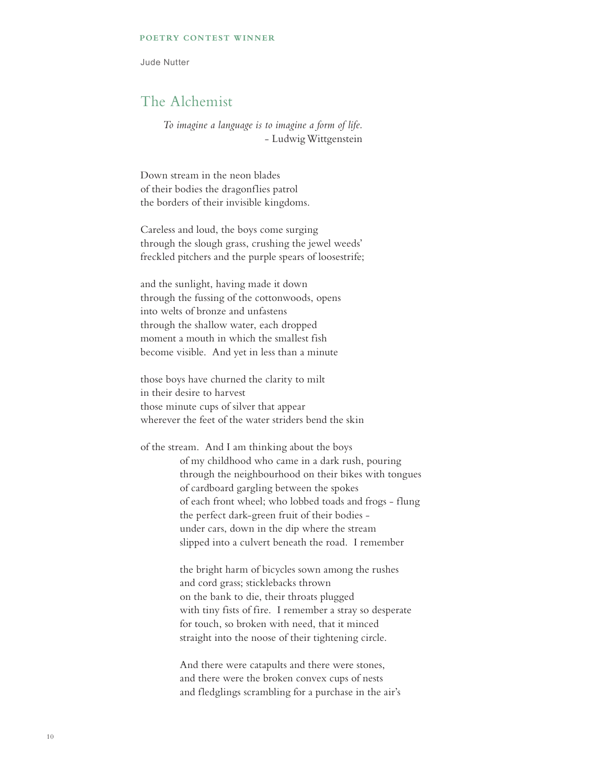**POETRY CONTEST WINNER**

Jude Nutter

## The Alchemist

*To imagine a language is to imagine a form of life.*
– Ludwig Wittgenstein

Down stream in the neon blades
of their bodies the dragonflies patrol
the borders of their invisible kingdoms.

Careless and loud, the boys come surging
through the slough grass, crushing the jewel weeds'
freckled pitchers and the purple spears of loosestrife;

and the sunlight, having made it down
through the fussing of the cottonwoods, opens
into welts of bronze and unfastens
through the shallow water, each dropped
moment a mouth in which the smallest fish
become visible. And yet in less than a minute

those boys have churned the clarity to milt
in their desire to harvest
those minute cups of silver that appear
wherever the feet of the water striders bend the skin

of the stream. And I am thinking about the boys
of my childhood who came in a dark rush, pouring
through the neighbourhood on their bikes with tongues
of cardboard gargling between the spokes
of each front wheel; who lobbed toads and frogs – flung
the perfect dark-green fruit of their bodies –
under cars, down in the dip where the stream
slipped into a culvert beneath the road. I remember

the bright harm of bicycles sown among the rushes
and cord grass; sticklebacks thrown
on the bank to die, their throats plugged
with tiny fists of fire. I remember a stray so desperate
for touch, so broken with need, that it minced
straight into the noose of their tightening circle.

And there were catapults and there were stones,
and there were the broken convex cups of nests
and fledglings scrambling for a purchase in the air's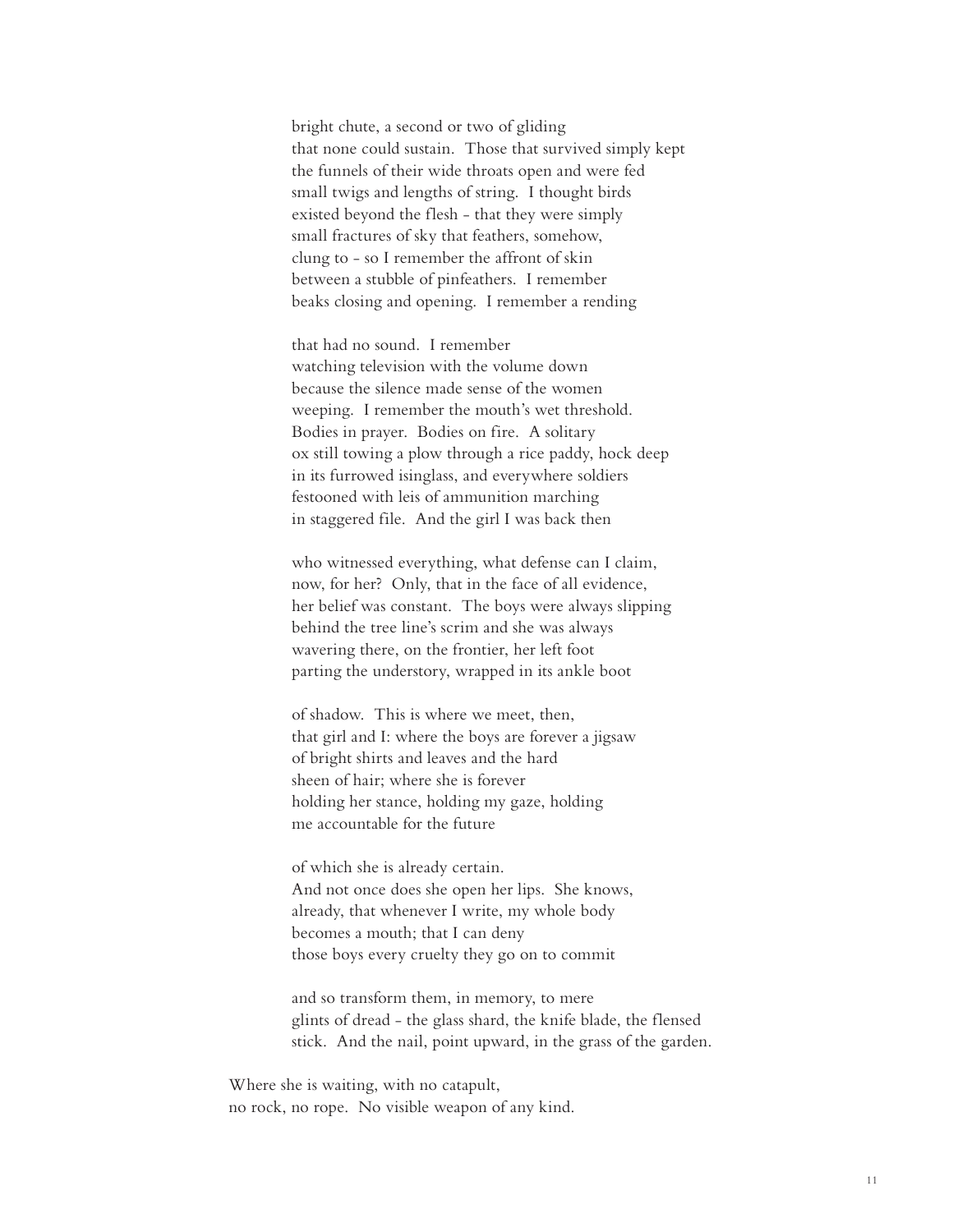bright chute, a second or two of gliding  
that none could sustain. Those that survived simply kept  
the funnels of their wide throats open and were fed  
small twigs and lengths of string. I thought birds  
existed beyond the flesh - that they were simply  
small fractures of sky that feathers, somehow,  
clung to - so I remember the affront of skin  
between a stubble of pinfeathers. I remember  
beaks closing and opening. I remember a rending

that had no sound. I remember  
watching television with the volume down  
because the silence made sense of the women  
weeping. I remember the mouth's wet threshold.  
Bodies in prayer. Bodies on fire. A solitary  
ox still towing a plow through a rice paddy, hock deep  
in its furrowed isinglass, and everywhere soldiers  
festooned with leis of ammunition marching  
in staggered file. And the girl I was back then

who witnessed everything, what defense can I claim,  
now, for her? Only, that in the face of all evidence,  
her belief was constant. The boys were always slipping  
behind the tree line's scrim and she was always  
wavering there, on the frontier, her left foot  
parting the understory, wrapped in its ankle boot

of shadow. This is where we meet, then,  
that girl and I: where the boys are forever a jigsaw  
of bright shirts and leaves and the hard  
sheen of hair; where she is forever  
holding her stance, holding my gaze, holding  
me accountable for the future

of which she is already certain.  
And not once does she open her lips. She knows,  
already, that whenever I write, my whole body  
becomes a mouth; that I can deny  
those boys every cruelty they go on to commit

and so transform them, in memory, to mere  
glints of dread - the glass shard, the knife blade, the flensed  
stick. And the nail, point upward, in the grass of the garden.

Where she is waiting, with no catapult,  
no rock, no rope. No visible weapon of any kind.